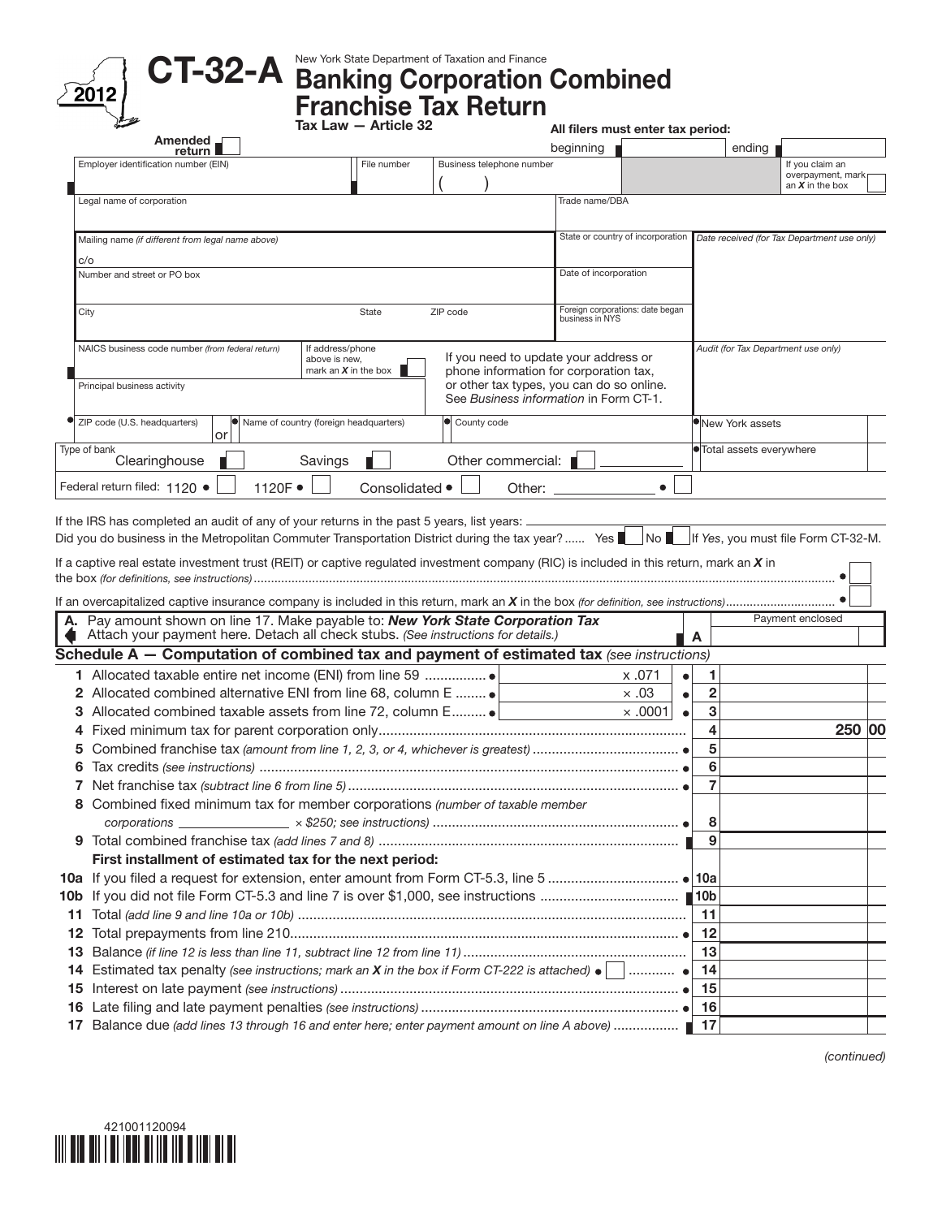# CT-32-A

**2012**

New York State Department of Taxation and Finance

## Banking Corporation Combined Franchise Tax Return

**Tax Law — Article 32**

**Amended return** ☐

**All filers must enter tax period:** beginning ______ ending ______

| Employer identification number (EIN) | File number | Business telephone number ( ) | | If you claim an overpayment, mark an *X* in the box ☐ |
|---|---|---|---|---|
| Legal name of corporation | | | Trade name/DBA | |
| Mailing name *(if different from legal name above)* c/o | | | State or country of incorporation | *Date received (for Tax Department use only)* |
| Number and street or PO box | | | Date of incorporation | |
| City | State | ZIP code | Foreign corporations: date began business in NYS | |
| NAICS business code number *(from federal return)* | If address/phone above is new, mark an *X* in the box ☐ | If you need to update your address or phone information for corporation tax, or other tax types, you can do so online. See *Business information* in Form CT-1. | | *Audit (for Tax Department use only)* |
| Principal business activity | | | | |
| ZIP code (U.S. headquarters) or | Name of country (foreign headquarters) | County code | | New York assets |
| Type of bank: Clearinghouse ☐ Savings ☐ Other commercial: ☐ ______ | | | | Total assets everywhere |
| Federal return filed: 1120 ☐ 1120F ☐ Consolidated ☐ Other: ______ ☐ | | | | |

If the IRS has completed an audit of any of your returns in the past 5 years, list years: ______

Did you do business in the Metropolitan Commuter Transportation District during the tax year? ...... Yes ☐ No ☐ If *Yes*, you must file Form CT-32-M.

If a captive real estate investment trust (REIT) or captive regulated investment company (RIC) is included in this return, mark an *X* in the box *(for definitions, see instructions)* ☐

If an overcapitalized captive insurance company is included in this return, mark an *X* in the box *(for definition, see instructions)* ☐

**A.** Pay amount shown on line 17. Make payable to: ***New York State Corporation Tax*** Attach your payment here. Detach all check stubs. *(See instructions for details.)* | **A** | Payment enclosed

### Schedule A — Computation of combined tax and payment of estimated tax *(see instructions)*

| | Description | | Rate | Line | Amount |
|---|---|---|---|---|---|
| 1 | Allocated taxable entire net income (ENI) from line 59 | | x .071 | 1 | |
| 2 | Allocated combined alternative ENI from line 68, column E | | × .03 | 2 | |
| 3 | Allocated combined taxable assets from line 72, column E | | × .0001 | 3 | |
| 4 | Fixed minimum tax for parent corporation only | | | 4 | 250 00 |
| 5 | Combined franchise tax *(amount from line 1, 2, 3, or 4, whichever is greatest)* | | | 5 | |
| 6 | Tax credits *(see instructions)* | | | 6 | |
| 7 | Net franchise tax *(subtract line 6 from line 5)* | | | 7 | |
| 8 | Combined fixed minimum tax for member corporations *(number of taxable member corporations* ______ *× $250; see instructions)* | | | 8 | |
| 9 | Total combined franchise tax *(add lines 7 and 8)* | | | 9 | |
| | **First installment of estimated tax for the next period:** | | | | |
| 10a | If you filed a request for extension, enter amount from Form CT-5.3, line 5 | | | 10a | |
| 10b | If you did not file Form CT-5.3 and line 7 is over $1,000, see instructions | | | 10b | |
| 11 | Total *(add line 9 and line 10a or 10b)* | | | 11 | |
| 12 | Total prepayments from line 210 | | | 12 | |
| 13 | Balance *(if line 12 is less than line 11, subtract line 12 from line 11)* | | | 13 | |
| 14 | Estimated tax penalty *(see instructions; mark an X in the box if Form CT-222 is attached)* ☐ | | | 14 | |
| 15 | Interest on late payment *(see instructions)* | | | 15 | |
| 16 | Late filing and late payment penalties *(see instructions)* | | | 16 | |
| 17 | Balance due *(add lines 13 through 16 and enter here; enter payment amount on line A above)* | | | 17 | |

*(continued)*

421001120094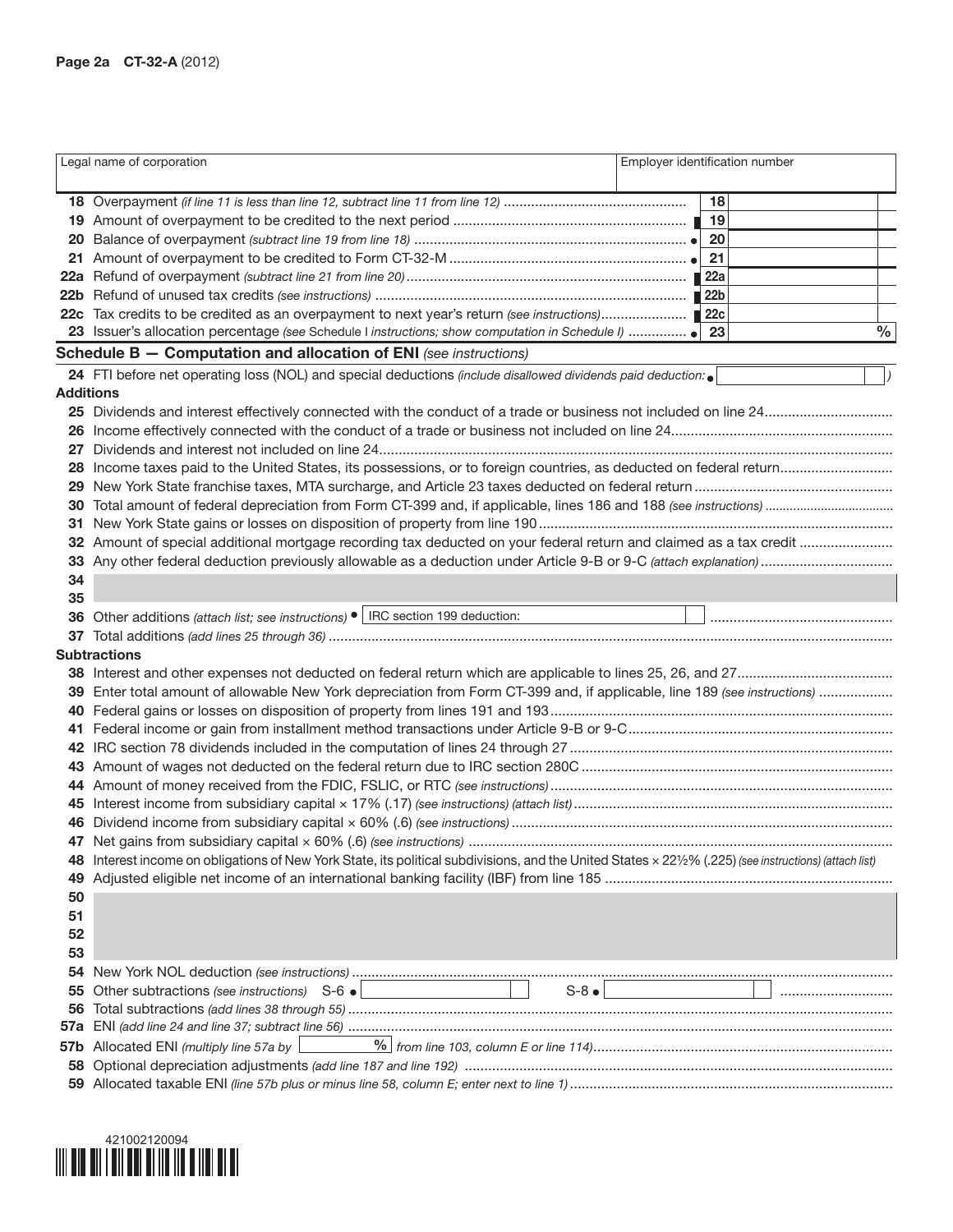| Legal name of corporation | Employer identification number |
|---|---|
| | |

| Line | Description | | Amount |
|---|---|---|---|
| 18 | Overpayment *(if line 11 is less than line 12, subtract line 11 from line 12)* | 18 | |
| 19 | Amount of overpayment to be credited to the next period | 19 | |
| 20 | Balance of overpayment *(subtract line 19 from line 18)* | 20 | |
| 21 | Amount of overpayment to be credited to Form CT-32-M | 21 | |
| 22a | Refund of overpayment *(subtract line 21 from line 20)* | 22a | |
| 22b | Refund of unused tax credits *(see instructions)* | 22b | |
| 22c | Tax credits to be credited as an overpayment to next year's return *(see instructions)* | 22c | |
| 23 | Issuer's allocation percentage *(see Schedule I instructions; show computation in Schedule I)* | 23 | % |

## Schedule B — Computation and allocation of ENI *(see instructions)*

24 FTI before net operating loss (NOL) and special deductions *(include disallowed dividends paid deduction: )*

**Additions**

25 Dividends and interest effectively connected with the conduct of a trade or business not included on line 24

26 Income effectively connected with the conduct of a trade or business not included on line 24

27 Dividends and interest not included on line 24

28 Income taxes paid to the United States, its possessions, or to foreign countries, as deducted on federal return

29 New York State franchise taxes, MTA surcharge, and Article 23 taxes deducted on federal return

30 Total amount of federal depreciation from Form CT-399 and, if applicable, lines 186 and 188 *(see instructions)*

31 New York State gains or losses on disposition of property from line 190

32 Amount of special additional mortgage recording tax deducted on your federal return and claimed as a tax credit

33 Any other federal deduction previously allowable as a deduction under Article 9-B or 9-C *(attach explanation)*

34

35

36 Other additions *(attach list; see instructions)* IRC section 199 deduction:

37 Total additions *(add lines 25 through 36)*

**Subtractions**

38 Interest and other expenses not deducted on federal return which are applicable to lines 25, 26, and 27

39 Enter total amount of allowable New York depreciation from Form CT-399 and, if applicable, line 189 *(see instructions)*

40 Federal gains or losses on disposition of property from lines 191 and 193

41 Federal income or gain from installment method transactions under Article 9-B or 9-C

42 IRC section 78 dividends included in the computation of lines 24 through 27

43 Amount of wages not deducted on the federal return due to IRC section 280C

44 Amount of money received from the FDIC, FSLIC, or RTC *(see instructions)*

45 Interest income from subsidiary capital × 17% (.17) *(see instructions) (attach list)*

46 Dividend income from subsidiary capital × 60% (.6) *(see instructions)*

47 Net gains from subsidiary capital × 60% (.6) *(see instructions)*

48 Interest income on obligations of New York State, its political subdivisions, and the United States × 22½% (.225) *(see instructions) (attach list)*

49 Adjusted eligible net income of an international banking facility (IBF) from line 185

50

51

52

53

54 New York NOL deduction *(see instructions)*

55 Other subtractions *(see instructions)* S-6 S-8

56 Total subtractions *(add lines 38 through 55)*

57a ENI *(add line 24 and line 37; subtract line 56)*

57b Allocated ENI *(multiply line 57a by % from line 103, column E or line 114)*

58 Optional depreciation adjustments *(add line 187 and line 192)*

59 Allocated taxable ENI *(line 57b plus or minus line 58, column E; enter next to line 1)*

421002120094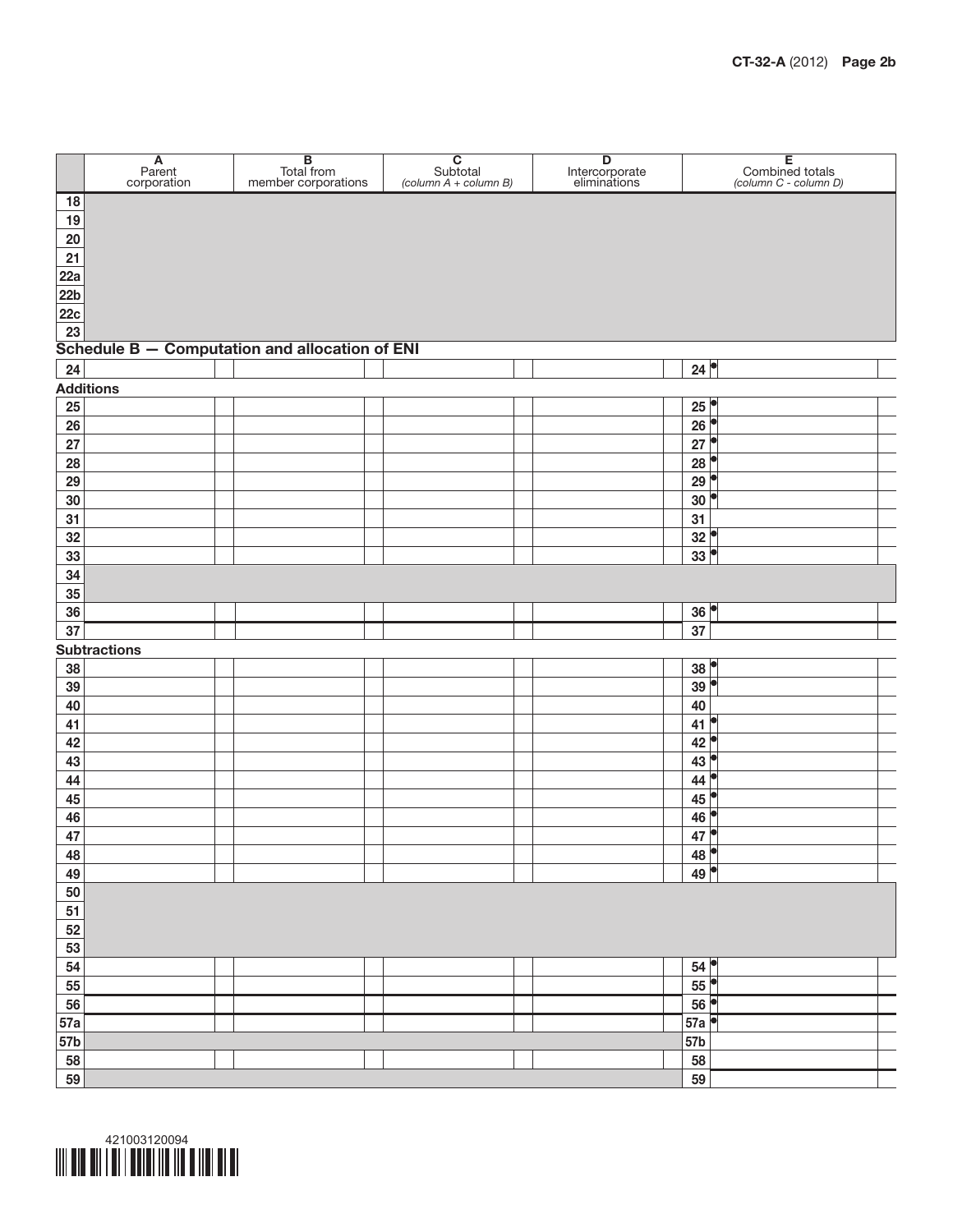| | A Parent corporation | B Total from member corporations | C Subtotal *(column A + column B)* | D Intercorporate eliminations | E Combined totals *(column C - column D)* |
|---|---|---|---|---|---|
| 18 | | | | | |
| 19 | | | | | |
| 20 | | | | | |
| 21 | | | | | |
| 22a | | | | | |
| 22b | | | | | |
| 22c | | | | | |
| 23 | | | | | |

## Schedule B — Computation and allocation of ENI

| | A | B | C | D | E |
|---|---|---|---|---|---|
| 24 | | | | | 24 |
| **Additions** | | | | | |
| 25 | | | | | 25 |
| 26 | | | | | 26 |
| 27 | | | | | 27 |
| 28 | | | | | 28 |
| 29 | | | | | 29 |
| 30 | | | | | 30 |
| 31 | | | | | 31 |
| 32 | | | | | 32 |
| 33 | | | | | 33 |
| 34 | | | | | |
| 35 | | | | | |
| 36 | | | | | 36 |
| 37 | | | | | 37 |
| **Subtractions** | | | | | |
| 38 | | | | | 38 |
| 39 | | | | | 39 |
| 40 | | | | | 40 |
| 41 | | | | | 41 |
| 42 | | | | | 42 |
| 43 | | | | | 43 |
| 44 | | | | | 44 |
| 45 | | | | | 45 |
| 46 | | | | | 46 |
| 47 | | | | | 47 |
| 48 | | | | | 48 |
| 49 | | | | | 49 |
| 50 | | | | | |
| 51 | | | | | |
| 52 | | | | | |
| 53 | | | | | |
| 54 | | | | | 54 |
| 55 | | | | | 55 |
| 56 | | | | | 56 |
| 57a | | | | | 57a |
| 57b | | | | | 57b |
| 58 | | | | | 58 |
| 59 | | | | | 59 |

421003120094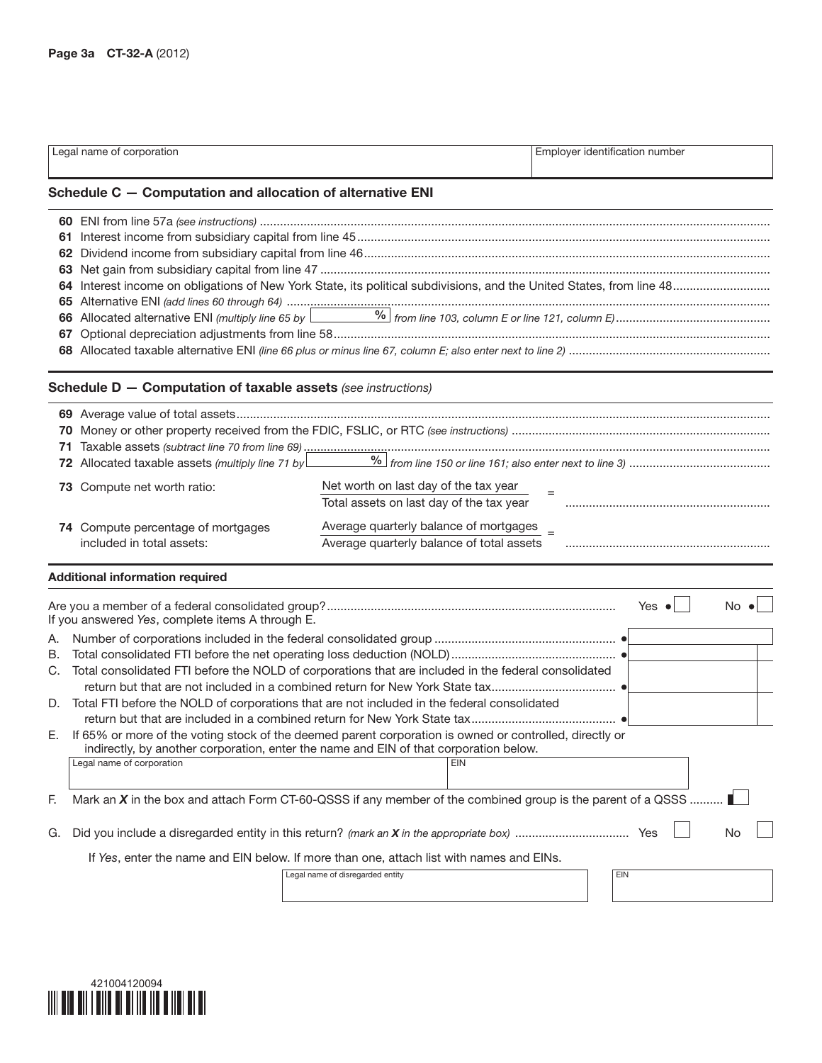| Legal name of corporation | Employer identification number |
|---|---|
| | |

## Schedule C — Computation and allocation of alternative ENI

60 ENI from line 57a *(see instructions)*

61 Interest income from subsidiary capital from line 45

62 Dividend income from subsidiary capital from line 46

63 Net gain from subsidiary capital from line 47

64 Interest income on obligations of New York State, its political subdivisions, and the United States, from line 48

65 Alternative ENI *(add lines 60 through 64)*

66 Allocated alternative ENI *(multiply line 65 by* ______ % *from line 103, column E or line 121, column E)*

67 Optional depreciation adjustments from line 58

68 Allocated taxable alternative ENI *(line 66 plus or minus line 67, column E; also enter next to line 2)*

## Schedule D — Computation of taxable assets *(see instructions)*

69 Average value of total assets

70 Money or other property received from the FDIC, FSLIC, or RTC *(see instructions)*

71 Taxable assets *(subtract line 70 from line 69)*

72 Allocated taxable assets *(multiply line 71 by* ______ % *from line 150 or line 161; also enter next to line 3)*

73 Compute net worth ratio: Net worth on last day of the tax year / Total assets on last day of the tax year = ______

74 Compute percentage of mortgages included in total assets: Average quarterly balance of mortgages / Average quarterly balance of total assets = ______

### Additional information required

Are you a member of a federal consolidated group? Yes ☐ No ☐
If you answered *Yes*, complete items A through E.

A. Number of corporations included in the federal consolidated group

B. Total consolidated FTI before the net operating loss deduction (NOLD)

C. Total consolidated FTI before the NOLD of corporations that are included in the federal consolidated return but that are not included in a combined return for New York State tax

D. Total FTI before the NOLD of corporations that are not included in the federal consolidated return but that are included in a combined return for New York State tax

E. If 65% or more of the voting stock of the deemed parent corporation is owned or controlled, directly or indirectly, by another corporation, enter the name and EIN of that corporation below.

| Legal name of corporation | EIN |
|---|---|
| | |

F. Mark an ***X*** in the box and attach Form CT-60-QSSS if any member of the combined group is the parent of a QSSS ☐

G. Did you include a disregarded entity in this return? *(mark an **X** in the appropriate box)* Yes ☐ No ☐

If *Yes*, enter the name and EIN below. If more than one, attach list with names and EINs.

| Legal name of disregarded entity | EIN |
|---|---|
| | |

421004120094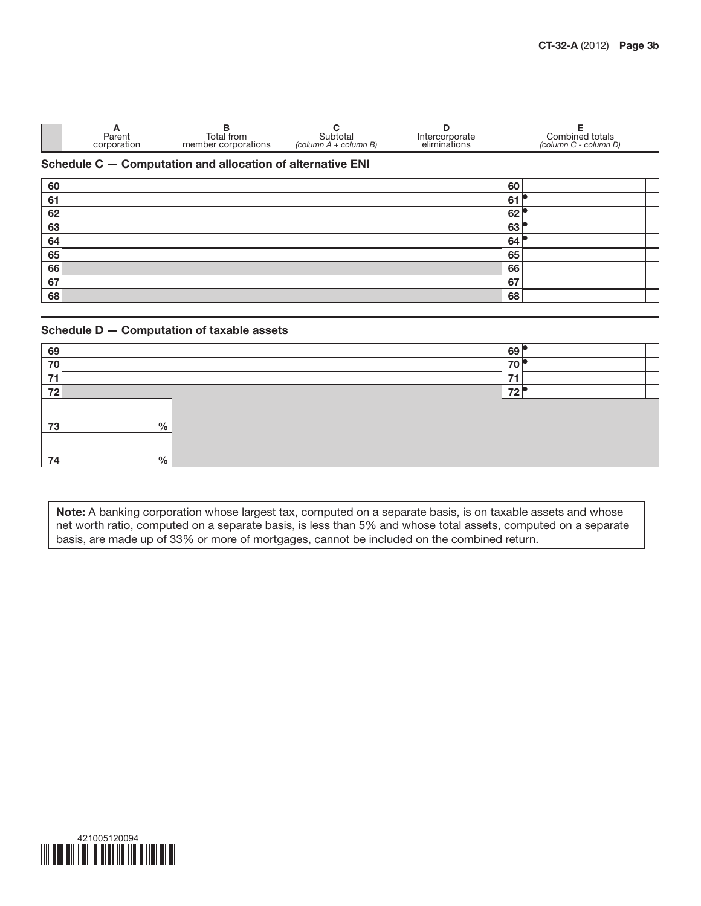| | A<br>Parent corporation | B<br>Total from member corporations | C<br>Subtotal<br>*(column A + column B)* | D<br>Intercorporate eliminations | | E<br>Combined totals<br>*(column C - column D)* |
|---|---|---|---|---|---|---|

## Schedule C — Computation and allocation of alternative ENI

| | A | B | C | D | | E |
|---|---|---|---|---|---|---|
| 60 | | | | | 60 | |
| 61 | | | | | 61 ● | |
| 62 | | | | | 62 ● | |
| 63 | | | | | 63 ● | |
| 64 | | | | | 64 ● | |
| 65 | | | | | 65 | |
| 66 | | | | | 66 | |
| 67 | | | | | 67 | |
| 68 | | | | | 68 | |

## Schedule D — Computation of taxable assets

| | A | B | C | D | | E |
|---|---|---|---|---|---|---|
| 69 | | | | | 69 ● | |
| 70 | | | | | 70 ● | |
| 71 | | | | | 71 | |
| 72 | | | | | 72 ● | |
| 73 | % | | | | | |
| 74 | % | | | | | |

**Note:** A banking corporation whose largest tax, computed on a separate basis, is on taxable assets and whose net worth ratio, computed on a separate basis, is less than 5% and whose total assets, computed on a separate basis, are made up of 33% or more of mortgages, cannot be included on the combined return.

421005120094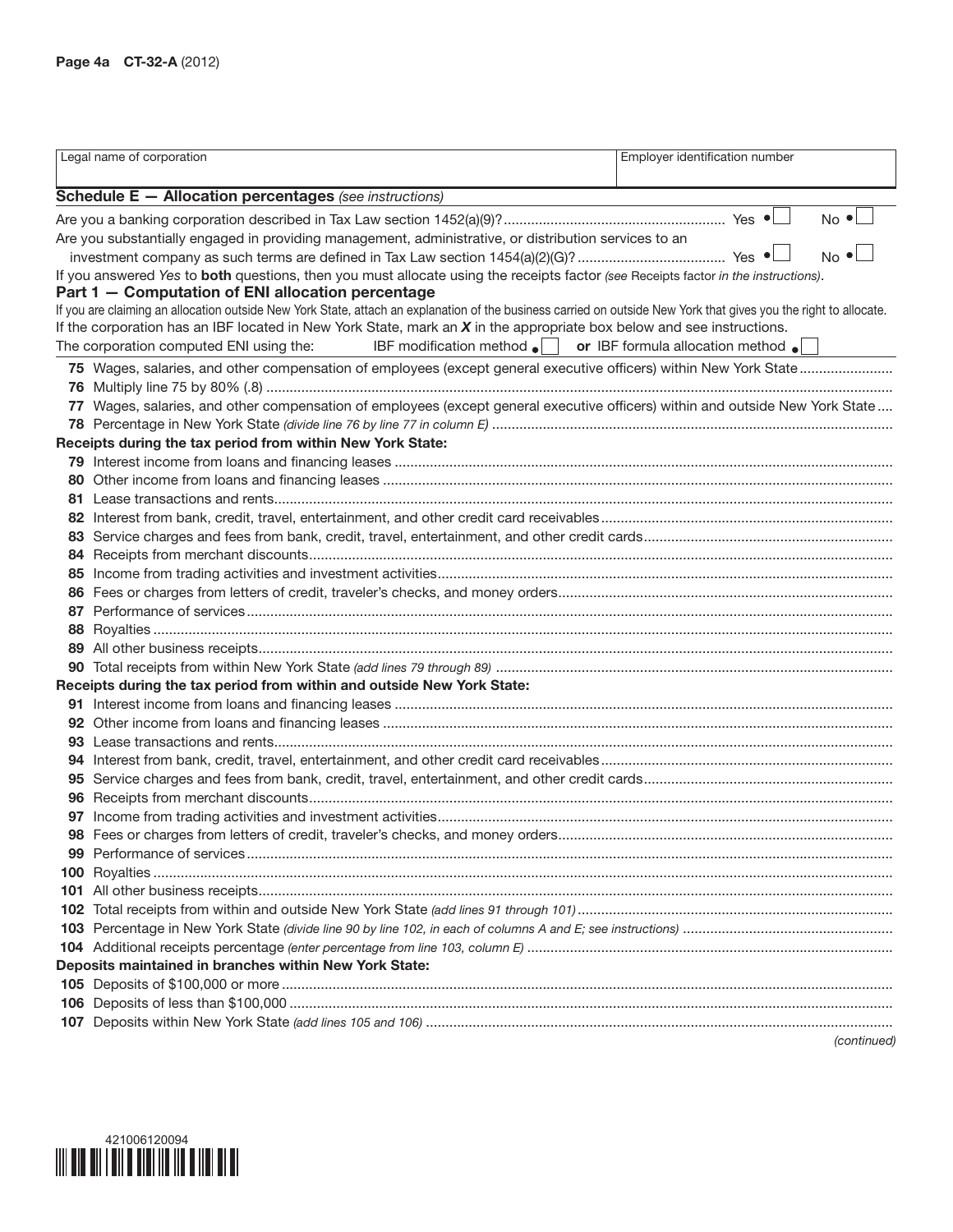Page 4a CT-32-A (2012)

| Legal name of corporation | Employer identification number |
|---|---|
| | |

## Schedule E — Allocation percentages *(see instructions)*

Are you a banking corporation described in Tax Law section 1452(a)(9)? ........................................................ Yes ☐ No ☐

Are you substantially engaged in providing management, administrative, or distribution services to an investment company as such terms are defined in Tax Law section 1454(a)(2)(G)? ........................................ Yes ☐ No ☐

If you answered *Yes* to **both** questions, then you must allocate using the receipts factor *(see* Receipts factor *in the instructions)*.

### Part 1 — Computation of ENI allocation percentage

If you are claiming an allocation outside New York State, attach an explanation of the business carried on outside New York that gives you the right to allocate.

If the corporation has an IBF located in New York State, mark an ***X*** in the appropriate box below and see instructions.

The corporation computed ENI using the: IBF modification method ☐ **or** IBF formula allocation method ☐

**75** Wages, salaries, and other compensation of employees (except general executive officers) within New York State

**76** Multiply line 75 by 80% (.8)

**77** Wages, salaries, and other compensation of employees (except general executive officers) within and outside New York State

**78** Percentage in New York State *(divide line 76 by line 77 in column E)*

**Receipts during the tax period from within New York State:**

**79** Interest income from loans and financing leases

**80** Other income from loans and financing leases

**81** Lease transactions and rents

**82** Interest from bank, credit, travel, entertainment, and other credit card receivables

**83** Service charges and fees from bank, credit, travel, entertainment, and other credit cards

**84** Receipts from merchant discounts

**85** Income from trading activities and investment activities

**86** Fees or charges from letters of credit, traveler's checks, and money orders

**87** Performance of services

**88** Royalties

**89** All other business receipts

**90** Total receipts from within New York State *(add lines 79 through 89)*

**Receipts during the tax period from within and outside New York State:**

**91** Interest income from loans and financing leases

**92** Other income from loans and financing leases

**93** Lease transactions and rents

**94** Interest from bank, credit, travel, entertainment, and other credit card receivables

**95** Service charges and fees from bank, credit, travel, entertainment, and other credit cards

**96** Receipts from merchant discounts

**97** Income from trading activities and investment activities

**98** Fees or charges from letters of credit, traveler's checks, and money orders

**99** Performance of services

**100** Royalties

**101** All other business receipts

**102** Total receipts from within and outside New York State *(add lines 91 through 101)*

**103** Percentage in New York State *(divide line 90 by line 102, in each of columns A and E; see instructions)*

**104** Additional receipts percentage *(enter percentage from line 103, column E)*

**Deposits maintained in branches within New York State:**

**105** Deposits of $100,000 or more

**106** Deposits of less than $100,000

**107** Deposits within New York State *(add lines 105 and 106)*

*(continued)*

421006120094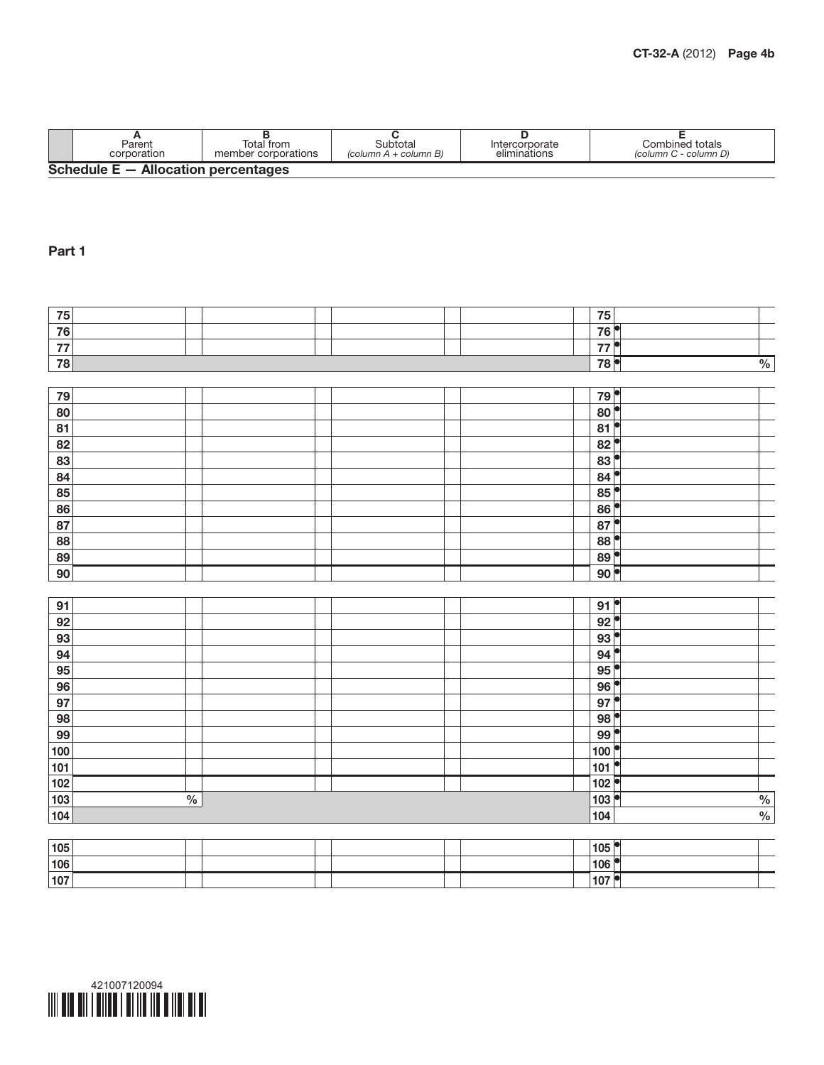| | A<br>Parent corporation | B<br>Total from member corporations | C<br>Subtotal<br>*(column A + column B)* | D<br>Intercorporate eliminations | E<br>Combined totals<br>*(column C - column D)* |
|---|---|---|---|---|---|

**Schedule E — Allocation percentages**

**Part 1**

| | A | B | C | D | | E |
|---|---|---|---|---|---|---|
| 75 | | | | | 75 | |
| 76 | | | | | 76 | |
| 77 | | | | | 77 | |
| 78 | | | | | 78 | % |

| | A | B | C | D | | E |
|---|---|---|---|---|---|---|
| 79 | | | | | 79 | |
| 80 | | | | | 80 | |
| 81 | | | | | 81 | |
| 82 | | | | | 82 | |
| 83 | | | | | 83 | |
| 84 | | | | | 84 | |
| 85 | | | | | 85 | |
| 86 | | | | | 86 | |
| 87 | | | | | 87 | |
| 88 | | | | | 88 | |
| 89 | | | | | 89 | |
| 90 | | | | | 90 | |

| | A | B | C | D | | E |
|---|---|---|---|---|---|---|
| 91 | | | | | 91 | |
| 92 | | | | | 92 | |
| 93 | | | | | 93 | |
| 94 | | | | | 94 | |
| 95 | | | | | 95 | |
| 96 | | | | | 96 | |
| 97 | | | | | 97 | |
| 98 | | | | | 98 | |
| 99 | | | | | 99 | |
| 100 | | | | | 100 | |
| 101 | | | | | 101 | |
| 102 | | | | | 102 | |
| 103 | % | | | | 103 | % |
| 104 | | | | | 104 | % |

| | A | B | C | D | | E |
|---|---|---|---|---|---|---|
| 105 | | | | | 105 | |
| 106 | | | | | 106 | |
| 107 | | | | | 107 | |

421007120094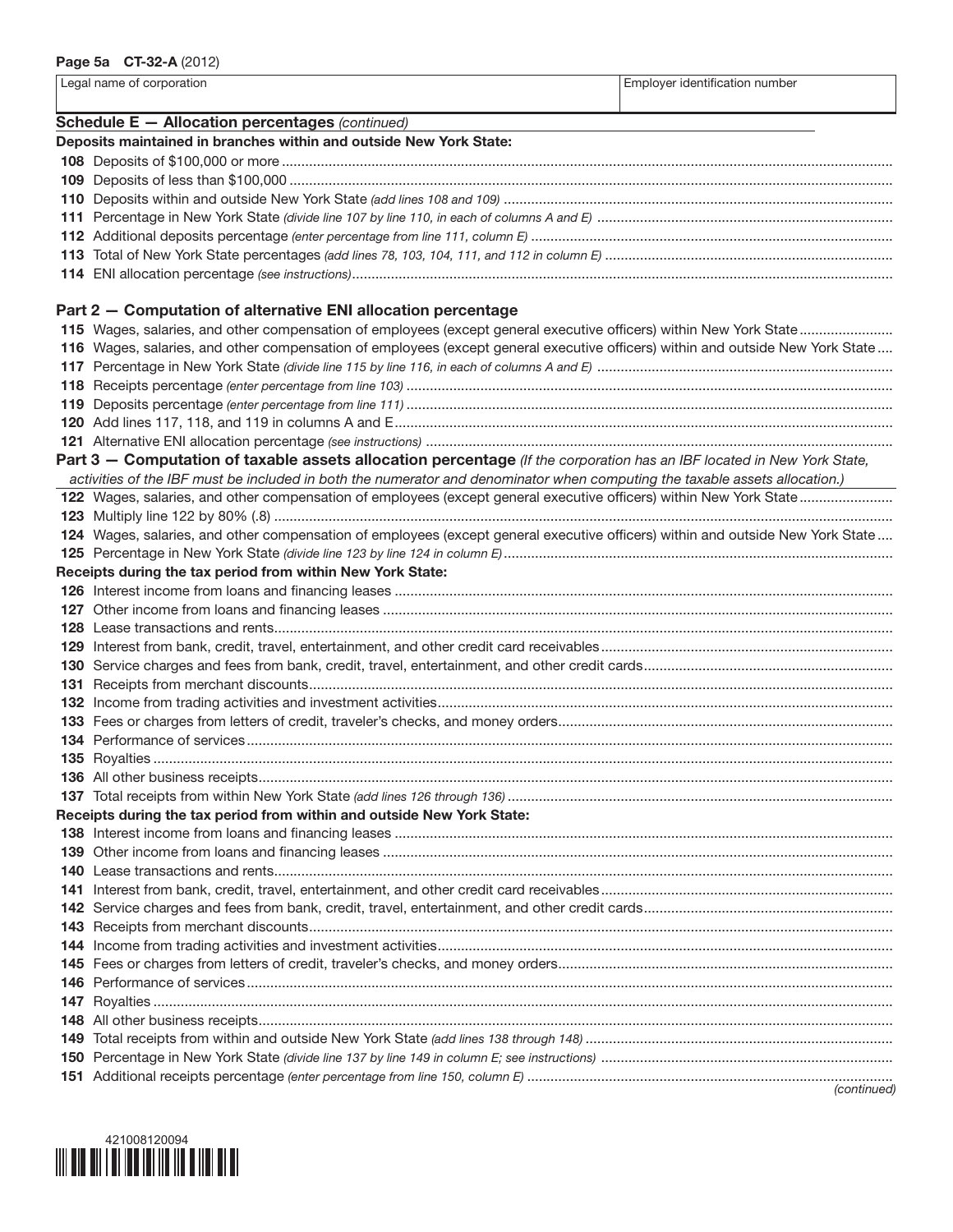**Page 5a CT-32-A (2012)**

| Legal name of corporation | Employer identification number |
|---|---|
| | |

## Schedule E — Allocation percentages *(continued)*

**Deposits maintained in branches within and outside New York State:**

**108** Deposits of $100,000 or more

**109** Deposits of less than $100,000

**110** Deposits within and outside New York State *(add lines 108 and 109)*

**111** Percentage in New York State *(divide line 107 by line 110, in each of columns A and E)*

**112** Additional deposits percentage *(enter percentage from line 111, column E)*

**113** Total of New York State percentages *(add lines 78, 103, 104, 111, and 112 in column E)*

**114** ENI allocation percentage *(see instructions)*

### Part 2 — Computation of alternative ENI allocation percentage

**115** Wages, salaries, and other compensation of employees (except general executive officers) within New York State

**116** Wages, salaries, and other compensation of employees (except general executive officers) within and outside New York State

**117** Percentage in New York State *(divide line 115 by line 116, in each of columns A and E)*

**118** Receipts percentage *(enter percentage from line 103)*

**119** Deposits percentage *(enter percentage from line 111)*

**120** Add lines 117, 118, and 119 in columns A and E

**121** Alternative ENI allocation percentage *(see instructions)*

### Part 3 — Computation of taxable assets allocation percentage *(If the corporation has an IBF located in New York State, activities of the IBF must be included in both the numerator and denominator when computing the taxable assets allocation.)*

**122** Wages, salaries, and other compensation of employees (except general executive officers) within New York State

**123** Multiply line 122 by 80% (.8)

**124** Wages, salaries, and other compensation of employees (except general executive officers) within and outside New York State

**125** Percentage in New York State *(divide line 123 by line 124 in column E)*

**Receipts during the tax period from within New York State:**

**126** Interest income from loans and financing leases

**127** Other income from loans and financing leases

**128** Lease transactions and rents

**129** Interest from bank, credit, travel, entertainment, and other credit card receivables

**130** Service charges and fees from bank, credit, travel, entertainment, and other credit cards

**131** Receipts from merchant discounts

**132** Income from trading activities and investment activities

**133** Fees or charges from letters of credit, traveler's checks, and money orders

**134** Performance of services

**135** Royalties

**136** All other business receipts

**137** Total receipts from within New York State *(add lines 126 through 136)*

**Receipts during the tax period from within and outside New York State:**

**138** Interest income from loans and financing leases

**139** Other income from loans and financing leases

**140** Lease transactions and rents

**141** Interest from bank, credit, travel, entertainment, and other credit card receivables

**142** Service charges and fees from bank, credit, travel, entertainment, and other credit cards

**143** Receipts from merchant discounts

**144** Income from trading activities and investment activities

**145** Fees or charges from letters of credit, traveler's checks, and money orders

**146** Performance of services

**147** Royalties

**148** All other business receipts

**149** Total receipts from within and outside New York State *(add lines 138 through 148)*

**150** Percentage in New York State *(divide line 137 by line 149 in column E; see instructions)*

**151** Additional receipts percentage *(enter percentage from line 150, column E)*

*(continued)*

421008120094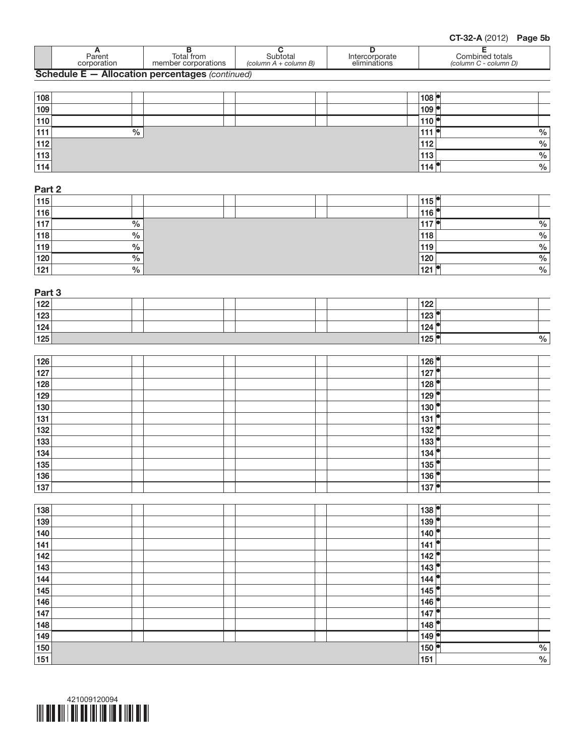| | A<br>Parent corporation | B<br>Total from member corporations | C<br>Subtotal<br>*(column A + column B)* | D<br>Intercorporate eliminations | | E<br>Combined totals<br>*(column C - column D)* |
|---|---|---|---|---|---|---|

**Schedule E — Allocation percentages** *(continued)*

| | A | B | C | D | | E |
|---|---|---|---|---|---|---|
| 108 | | | | | 108 ● | |
| 109 | | | | | 109 ● | |
| 110 | | | | | 110 ● | |
| 111 | % | | | | 111 ● | % |
| 112 | | | | | 112 | % |
| 113 | | | | | 113 | % |
| 114 | | | | | 114 ● | % |

**Part 2**

| | A | B | C | D | | E |
|---|---|---|---|---|---|---|
| 115 | | | | | 115 ● | |
| 116 | | | | | 116 ● | |
| 117 | % | | | | 117 ● | % |
| 118 | % | | | | 118 | % |
| 119 | % | | | | 119 | % |
| 120 | % | | | | 120 | % |
| 121 | % | | | | 121 ● | % |

**Part 3**

| | A | B | C | D | | E |
|---|---|---|---|---|---|---|
| 122 | | | | | 122 | |
| 123 | | | | | 123 ● | |
| 124 | | | | | 124 ● | |
| 125 | | | | | 125 ● | % |

| | A | B | C | D | | E |
|---|---|---|---|---|---|---|
| 126 | | | | | 126 ● | |
| 127 | | | | | 127 ● | |
| 128 | | | | | 128 ● | |
| 129 | | | | | 129 ● | |
| 130 | | | | | 130 ● | |
| 131 | | | | | 131 ● | |
| 132 | | | | | 132 ● | |
| 133 | | | | | 133 ● | |
| 134 | | | | | 134 ● | |
| 135 | | | | | 135 ● | |
| 136 | | | | | 136 ● | |
| 137 | | | | | 137 ● | |

| | A | B | C | D | | E |
|---|---|---|---|---|---|---|
| 138 | | | | | 138 ● | |
| 139 | | | | | 139 ● | |
| 140 | | | | | 140 ● | |
| 141 | | | | | 141 ● | |
| 142 | | | | | 142 ● | |
| 143 | | | | | 143 ● | |
| 144 | | | | | 144 ● | |
| 145 | | | | | 145 ● | |
| 146 | | | | | 146 ● | |
| 147 | | | | | 147 ● | |
| 148 | | | | | 148 ● | |
| 149 | | | | | 149 ● | |
| 150 | | | | | 150 ● | % |
| 151 | | | | | 151 | % |

421009120094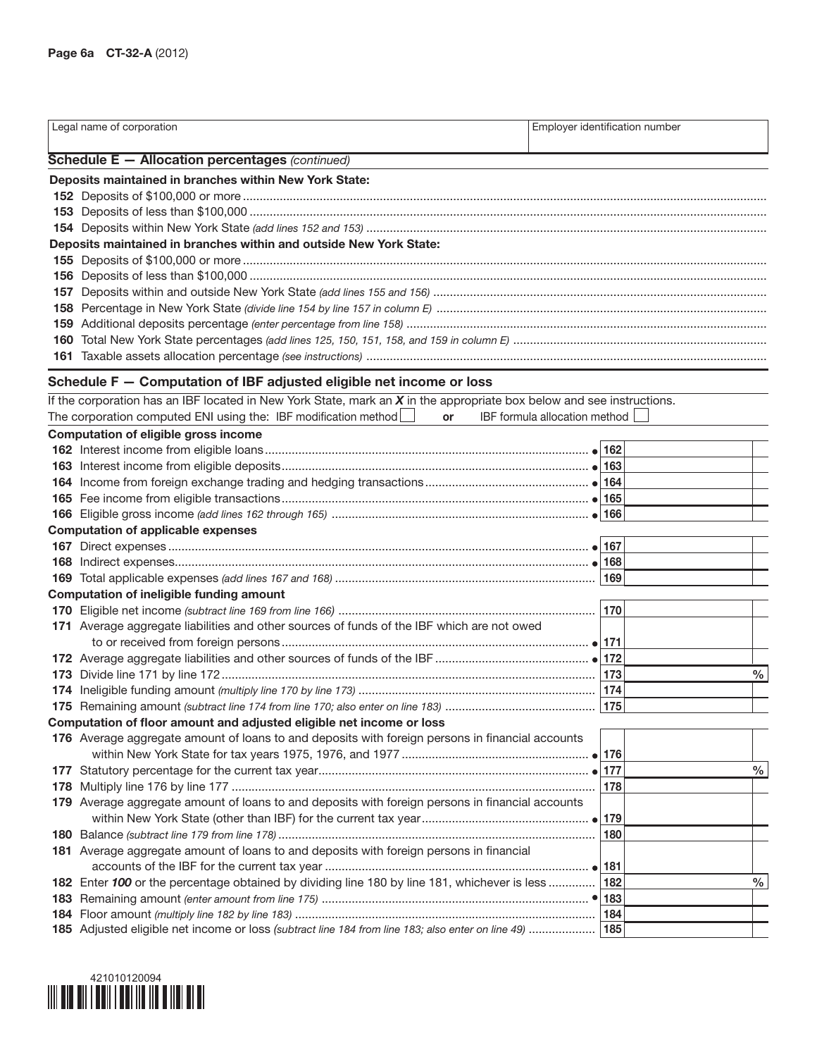| Legal name of corporation | Employer identification number |
|---|---|
| | |

## Schedule E — Allocation percentages *(continued)*

**Deposits maintained in branches within New York State:**

152 Deposits of $100,000 or more

153 Deposits of less than $100,000

154 Deposits within New York State *(add lines 152 and 153)*

**Deposits maintained in branches within and outside New York State:**

155 Deposits of $100,000 or more

156 Deposits of less than $100,000

157 Deposits within and outside New York State *(add lines 155 and 156)*

158 Percentage in New York State *(divide line 154 by line 157 in column E)*

159 Additional deposits percentage *(enter percentage from line 158)*

160 Total New York State percentages *(add lines 125, 150, 151, 158, and 159 in column E)*

161 Taxable assets allocation percentage *(see instructions)*

## Schedule F — Computation of IBF adjusted eligible net income or loss

If the corporation has an IBF located in New York State, mark an ***X*** in the appropriate box below and see instructions.

The corporation computed ENI using the: IBF modification method ☐ **or** IBF formula allocation method ☐

| Line | Description | | Amount |
|---|---|---|---|
| | **Computation of eligible gross income** | | |
| 162 | Interest income from eligible loans | ● 162 | |
| 163 | Interest income from eligible deposits | ● 163 | |
| 164 | Income from foreign exchange trading and hedging transactions | ● 164 | |
| 165 | Fee income from eligible transactions | ● 165 | |
| 166 | Eligible gross income *(add lines 162 through 165)* | ● 166 | |
| | **Computation of applicable expenses** | | |
| 167 | Direct expenses | ● 167 | |
| 168 | Indirect expenses | ● 168 | |
| 169 | Total applicable expenses *(add lines 167 and 168)* | 169 | |
| | **Computation of ineligible funding amount** | | |
| 170 | Eligible net income *(subtract line 169 from line 166)* | 170 | |
| 171 | Average aggregate liabilities and other sources of funds of the IBF which are not owed to or received from foreign persons | ● 171 | |
| 172 | Average aggregate liabilities and other sources of funds of the IBF | ● 172 | |
| 173 | Divide line 171 by line 172 | 173 | % |
| 174 | Ineligible funding amount *(multiply line 170 by line 173)* | 174 | |
| 175 | Remaining amount *(subtract line 174 from line 170; also enter on line 183)* | 175 | |
| | **Computation of floor amount and adjusted eligible net income or loss** | | |
| 176 | Average aggregate amount of loans to and deposits with foreign persons in financial accounts within New York State for tax years 1975, 1976, and 1977 | ● 176 | |
| 177 | Statutory percentage for the current tax year | ● 177 | % |
| 178 | Multiply line 176 by line 177 | 178 | |
| 179 | Average aggregate amount of loans to and deposits with foreign persons in financial accounts within New York State (other than IBF) for the current tax year | ● 179 | |
| 180 | Balance *(subtract line 179 from line 178)* | 180 | |
| 181 | Average aggregate amount of loans to and deposits with foreign persons in financial accounts of the IBF for the current tax year | ● 181 | |
| 182 | Enter ***100*** or the percentage obtained by dividing line 180 by line 181, whichever is less | 182 | % |
| 183 | Remaining amount *(enter amount from line 175)* | ● 183 | |
| 184 | Floor amount *(multiply line 182 by line 183)* | 184 | |
| 185 | Adjusted eligible net income or loss *(subtract line 184 from line 183; also enter on line 49)* | 185 | |

421010120094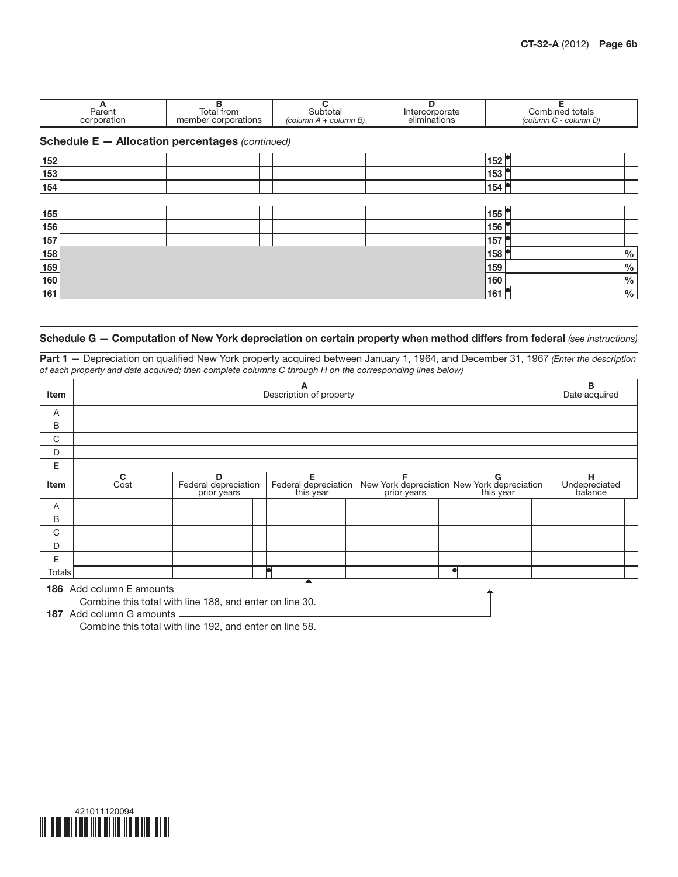| | A Parent corporation | B Total from member corporations | C Subtotal *(column A + column B)* | D Intercorporate eliminations | | E Combined totals *(column C - column D)* |
|---|---|---|---|---|---|---|
| **Schedule E — Allocation percentages** *(continued)* | | | | | | |
| 152 | | | | | 152 ● | |
| 153 | | | | | 153 ● | |
| 154 | | | | | 154 ● | |
| 155 | | | | | 155 ● | |
| 156 | | | | | 156 ● | |
| 157 | | | | | 157 ● | |
| 158 | | | | | 158 ● | % |
| 159 | | | | | 159 | % |
| 160 | | | | | 160 | % |
| 161 | | | | | 161 ● | % |

## Schedule G — Computation of New York depreciation on certain property when method differs from federal *(see instructions)*

**Part 1** — Depreciation on qualified New York property acquired between January 1, 1964, and December 31, 1967 *(Enter the description of each property and date acquired; then complete columns C through H on the corresponding lines below)*

| Item | A Description of property | B Date acquired |
|---|---|---|
| A | | |
| B | | |
| C | | |
| D | | |
| E | | |

| Item | C Cost | D Federal depreciation prior years | E Federal depreciation this year | F New York depreciation prior years | G New York depreciation this year | H Undepreciated balance |
|---|---|---|---|---|---|---|
| A | | | | | | |
| B | | | | | | |
| C | | | | | | |
| D | | | | | | |
| E | | | | | | |
| Totals | | | ● | | ● | |

**186** Add column E amounts
Combine this total with line 188, and enter on line 30.

**187** Add column G amounts
Combine this total with line 192, and enter on line 58.

421011120094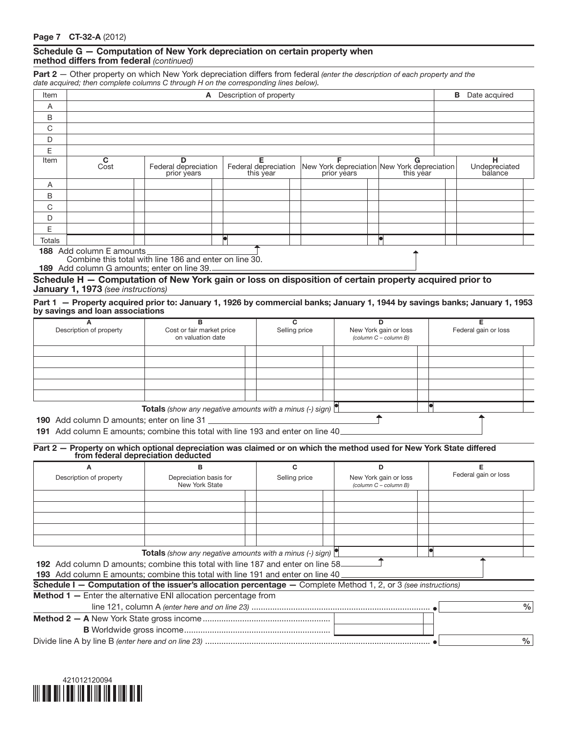## Schedule G — Computation of New York depreciation on certain property when method differs from federal *(continued)*

**Part 2** — Other property on which New York depreciation differs from federal *(enter the description of each property and the date acquired; then complete columns C through H on the corresponding lines below).*

| Item | A Description of property | B Date acquired |
|---|---|---|
| A | | |
| B | | |
| C | | |
| D | | |
| E | | |

| Item | C Cost | D Federal depreciation prior years | E Federal depreciation this year | F New York depreciation prior years | G New York depreciation this year | H Undepreciated balance |
|---|---|---|---|---|---|---|
| A | | | | | | |
| B | | | | | | |
| C | | | | | | |
| D | | | | | | |
| E | | | | | | |
| Totals | | | ● | | ● | |

**188** Add column E amounts
Combine this total with line 186 and enter on line 30.

**189** Add column G amounts; enter on line 39.

## Schedule H — Computation of New York gain or loss on disposition of certain property acquired prior to January 1, 1973 *(see instructions)*

**Part 1 — Property acquired prior to: January 1, 1926 by commercial banks; January 1, 1944 by savings banks; January 1, 1953 by savings and loan associations**

| A Description of property | B Cost or fair market price on valuation date | C Selling price | D New York gain or loss *(column C – column B)* | E Federal gain or loss |
|---|---|---|---|---|
| | | | | |
| | | | | |
| | | | | |
| | | | | |
| | | | | |
| | | **Totals** *(show any negative amounts with a minus (-) sign)* | ● | ● |

**190** Add column D amounts; enter on line 31

**191** Add column E amounts; combine this total with line 193 and enter on line 40

**Part 2 — Property on which optional depreciation was claimed or on which the method used for New York State differed from federal depreciation deducted**

| A Description of property | B Depreciation basis for New York State | C Selling price | D New York gain or loss *(column C – column B)* | E Federal gain or loss |
|---|---|---|---|---|
| | | | | |
| | | | | |
| | | | | |
| | | | | |
| | | | | |
| | | **Totals** *(show any negative amounts with a minus (-) sign)* | ● | ● |

**192** Add column D amounts; combine this total with line 187 and enter on line 58

**193** Add column E amounts; combine this total with line 191 and enter on line 40

## Schedule I — Computation of the issuer's allocation percentage — Complete Method 1, 2, or 3 *(see instructions)*

**Method 1 —** Enter the alternative ENI allocation percentage from line 121, column A *(enter here and on line 23)* ● %

**Method 2 — A** New York State gross income

**B** Worldwide gross income

Divide line A by line B *(enter here and on line 23)* ● %

421012120094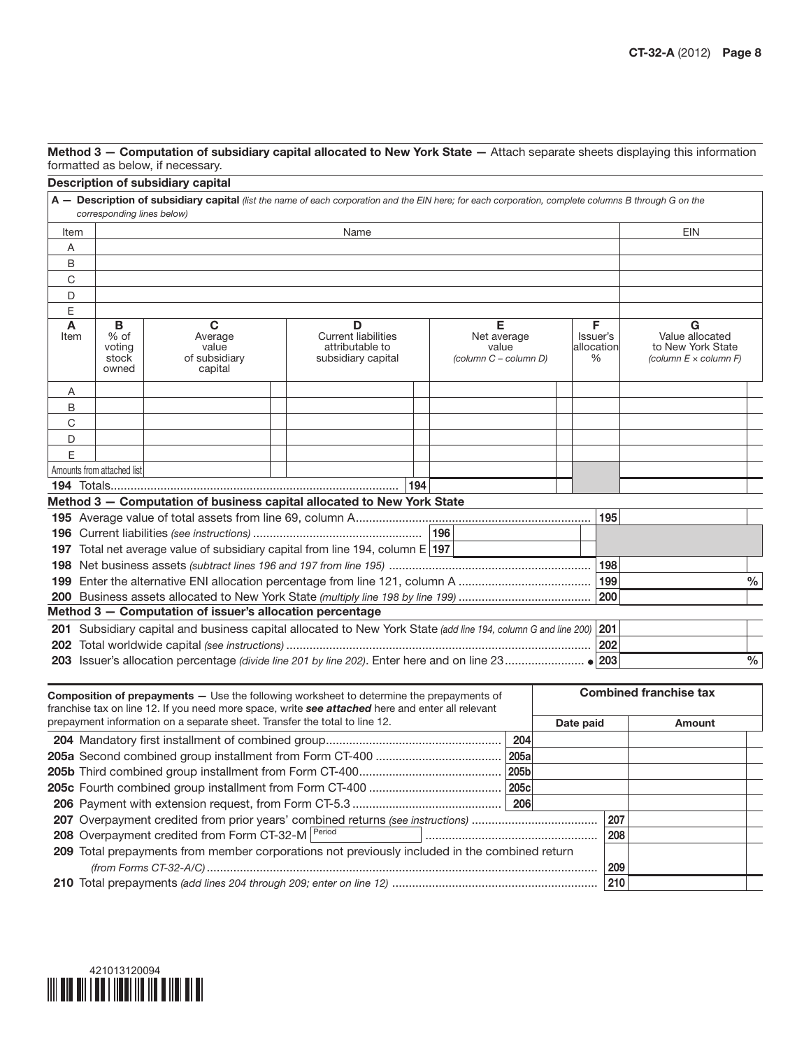**Method 3 — Computation of subsidiary capital allocated to New York State —** Attach separate sheets displaying this information formatted as below, if necessary.

**Description of subsidiary capital**

**A — Description of subsidiary capital** *(list the name of each corporation and the EIN here; for each corporation, complete columns B through G on the corresponding lines below)*

| Item | Name | EIN |
|---|---|---|
| A | | |
| B | | |
| C | | |
| D | | |
| E | | |

| A Item | B % of voting stock owned | C Average value of subsidiary capital | D Current liabilities attributable to subsidiary capital | E Net average value *(column C – column D)* | F Issuer's allocation % | G Value allocated to New York State *(column E × column F)* |
|---|---|---|---|---|---|---|
| A | | | | | | |
| B | | | | | | |
| C | | | | | | |
| D | | | | | | |
| E | | | | | | |
| Amounts from attached list | | | | | | |
| **194** Totals | | | 194 | | | |

**Method 3 — Computation of business capital allocated to New York State**

| | | |
|---|---|---|
| **195** Average value of total assets from line 69, column A | 195 | |
| **196** Current liabilities *(see instructions)* — 196 | | |
| **197** Total net average value of subsidiary capital from line 194, column E — 197 | | |
| **198** Net business assets *(subtract lines 196 and 197 from line 195)* | 198 | |
| **199** Enter the alternative ENI allocation percentage from line 121, column A | 199 | % |
| **200** Business assets allocated to New York State *(multiply line 198 by line 199)* | 200 | |

**Method 3 — Computation of issuer's allocation percentage**

| | | |
|---|---|---|
| **201** Subsidiary capital and business capital allocated to New York State *(add line 194, column G and line 200)* | 201 | |
| **202** Total worldwide capital *(see instructions)* | 202 | |
| **203** Issuer's allocation percentage *(divide line 201 by line 202)*. Enter here and on line 23 ● | 203 | % |

**Composition of prepayments —** Use the following worksheet to determine the prepayments of franchise tax on line 12. If you need more space, write ***see attached*** here and enter all relevant prepayment information on a separate sheet. Transfer the total to line 12.

| | | Combined franchise tax | |
|---|---|---|---|
| | | **Date paid** | **Amount** |
| **204** Mandatory first installment of combined group | 204 | | |
| **205a** Second combined group installment from Form CT-400 | 205a | | |
| **205b** Third combined group installment from Form CT-400 | 205b | | |
| **205c** Fourth combined group installment from Form CT-400 | 205c | | |
| **206** Payment with extension request, from Form CT-5.3 | 206 | | |
| **207** Overpayment credited from prior years' combined returns *(see instructions)* | | 207 | |
| **208** Overpayment credited from Form CT-32-M Period | | 208 | |
| **209** Total prepayments from member corporations not previously included in the combined return *(from Forms CT-32-A/C)* | | 209 | |
| **210** Total prepayments *(add lines 204 through 209; enter on line 12)* | | 210 | |

421013120094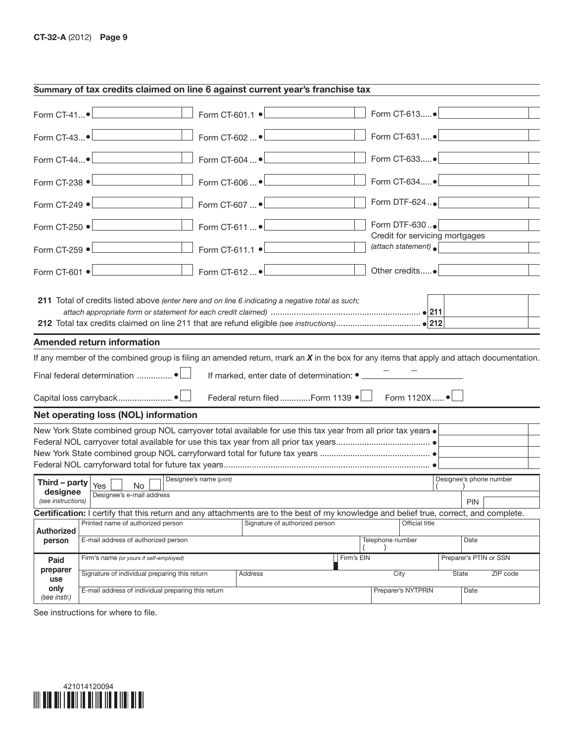## Summary of tax credits claimed on line 6 against current year's franchise tax

| | | | | | |
|---|---|---|---|---|---|
| Form CT-41... • | | Form CT-601.1 • | | Form CT-613..... • | |
| Form CT-43... • | | Form CT-602 ... • | | Form CT-631..... • | |
| Form CT-44... • | | Form CT-604 ... • | | Form CT-633..... • | |
| Form CT-238 • | | Form CT-606 ... • | | Form CT-634..... • | |
| Form CT-249 • | | Form CT-607 ... • | | Form DTF-624 .. • | |
| Form CT-250 • | | Form CT-611 ... • | | Form DTF-630 .. • | |
| Form CT-259 • | | Form CT-611.1 • | | Credit for servicing mortgages *(attach statement)* • | |
| Form CT-601 • | | Form CT-612 ... • | | Other credits..... • | |

**211** Total of credits listed above *(enter here and on line 6 indicating a negative total as such; attach appropriate form or statement for each credit claimed)* ............................................................... • **211**

**212** Total tax credits claimed on line 211 that are refund eligible *(see instructions)*.................................... • **212**

## Amended return information

If any member of the combined group is filing an amended return, mark an ***X*** in the box for any items that apply and attach documentation.

Final federal determination .............. • ☐  If marked, enter date of determination: • ____ – ____ – ________

Capital loss carryback...................... • ☐  Federal return filed ............Form 1139 • ☐  Form 1120X..... • ☐

## Net operating loss (NOL) information

New York State combined group NOL carryover total available for use this tax year from all prior tax years •

Federal NOL carryover total available for use this tax year from all prior tax years....................................... •

New York State combined group NOL carryforward total for future tax years .............................................. •

Federal NOL carryforward total for future tax years....................................................................................... •

| | | | |
|---|---|---|---|
| **Third – party designee** *(see instructions)* | Yes ☐ No ☐ | Designee's name *(print)* | Designee's phone number ( ) |
| | Designee's e-mail address | | PIN |

**Certification:** I certify that this return and any attachments are to the best of my knowledge and belief true, correct, and complete.

| | | | | | |
|---|---|---|---|---|---|
| **Authorized person** | Printed name of authorized person | Signature of authorized person | Official title | | |
| | E-mail address of authorized person | | Telephone number ( ) | Date | |
| **Paid preparer use only** *(see instr.)* | Firm's name *(or yours if self-employed)* | | Firm's EIN | Preparer's PTIN or SSN | |
| | Signature of individual preparing this return | Address | City | State | ZIP code |
| | E-mail address of individual preparing this return | | Preparer's NYTPRIN | Date | |

See instructions for where to file.

421014120094